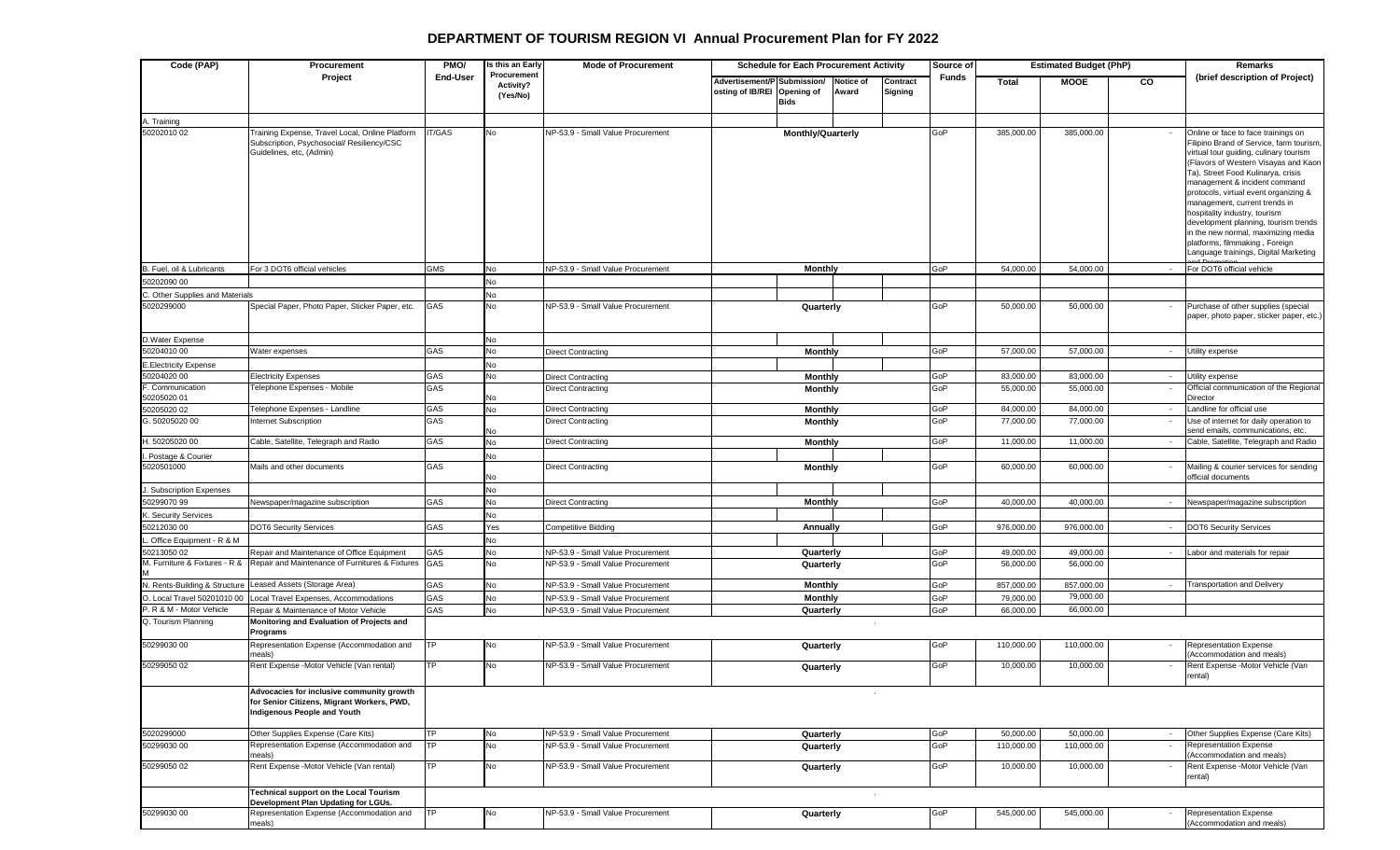# DEPARTMENT OF TOURISM REGION VI Annual Procurement Plan for FY 2022

| Code (PAP) | Procurement Project | PMO/ End-User | Is this an Early Procurement Activity? (Yes/No) | Mode of Procurement | Schedule for Each Procurement Activity | | | | Source of Funds | Estimated Budget (PhP) | | | Remarks (brief description of Project) |
|---|---|---|---|---|---|---|---|---|---|---|---|---|---|
| | | | | | Advertisement/Posting of IB/REI | Submission/ Opening of Bids | Notice of Award | Contract Signing | | Total | MOOE | CO | |
| A. Training | | | | | | | | | | | | | |
| 50202010 02 | Training Expense, Travel Local, Online Platform Subscription, Psychosocial/ Resiliency/CSC Guidelines, etc, (Admin) | IT/GAS | No | NP-53.9 - Small Value Procurement | Monthly/Quarterly | | | | GoP | 385,000.00 | 385,000.00 | - | Online or face to face trainings on Filipino Brand of Service, farm tourism, virtual tour guiding, culinary tourism (Flavors of Western Visayas and Kaon Ta), Street Food Kulinarya, crisis management & incident command protocols, virtual event organizing & management, current trends in hospitality industry, tourism development planning, tourism trends in the new normal, maximizing media platforms, filmmaking , Foreign Language trainings, Digital Marketing and Promotion |
| B. Fuel, oil & Lubricants | For 3 DOT6 official vehicles | GMS | No | NP-53.9 - Small Value Procurement | Monthly | | | | GoP | 54,000.00 | 54,000.00 | - | For DOT6 official vehicle |
| 50202090 00 | | | No | | | | | | | | | | |
| C. Other Supplies and Materials | | | No | | | | | | | | | | |
| 5020299000 | Special Paper, Photo Paper, Sticker Paper, etc. | GAS | No | NP-53.9 - Small Value Procurement | Quarterly | | | | GoP | 50,000.00 | 50,000.00 | - | Purchase of other supplies (special paper, photo paper, sticker paper, etc.) |
| D.Water Expense | | | No | | | | | | | | | | |
| 50204010 00 | Water expenses | GAS | No | Direct Contracting | Monthly | | | | GoP | 57,000.00 | 57,000.00 | - | Utility expense |
| E.Electricity Expense | | | No | | | | | | | | | | |
| 50204020 00 | Electricity Expenses | GAS | No | Direct Contracting | Monthly | | | | GoP | 83,000.00 | 83,000.00 | - | Utility expense |
| F. Communication 50205020 01 | Telephone Expenses - Mobile | GAS | No | Direct Contracting | Monthly | | | | GoP | 55,000.00 | 55,000.00 | - | Official communication of the Regional Director |
| 50205020 02 | Telephone Expenses - Landline | GAS | No | Direct Contracting | Monthly | | | | GoP | 84,000.00 | 84,000.00 | - | Landline for official use |
| G. 50205020 00 | Internet Subscription | GAS | No | Direct Contracting | Monthly | | | | GoP | 77,000.00 | 77,000.00 | - | Use of internet for daily operation to send emails, communications, etc. |
| H. 50205020 00 | Cable, Satellite, Telegraph and Radio | GAS | No | Direct Contracting | Monthly | | | | GoP | 11,000.00 | 11,000.00 | - | Cable, Satellite, Telegraph and Radio |
| I. Postage & Courier | | | No | | | | | | | | | | |
| 5020501000 | Mails and other documents | GAS | No | Direct Contracting | Monthly | | | | GoP | 60,000.00 | 60,000.00 | - | Mailing & courier services for sending official documents |
| J. Subscription Expenses | | | No | | | | | | | | | | |
| 50299070 99 | Newspaper/magazine subscription | GAS | No | Direct Contracting | Monthly | | | | GoP | 40,000.00 | 40,000.00 | - | Newspaper/magazine subscription |
| K. Security Services | | | No | | | | | | | | | | |
| 50212030 00 | DOT6 Security Services | GAS | Yes | Competitive Bidding | Annually | | | | GoP | 976,000.00 | 976,000.00 | - | DOT6 Security Services |
| L. Office Equipment - R & M | | | No | | | | | | | | | | |
| 50213050 02 | Repair and Maintenance of Office Equipment | GAS | No | NP-53.9 - Small Value Procurement | Quarterly | | | | GoP | 49,000.00 | 49,000.00 | - | Labor and materials for repair |
| M. Furniture & Fixtures - R & M | Repair and Maintenance of Furnitures & Fixtures | GAS | No | NP-53.9 - Small Value Procurement | Quarterly | | | | GoP | 56,000.00 | 56,000.00 | | |
| N. Rents-Building & Structure | Leased Assets (Storage Area) | GAS | No | NP-53.9 - Small Value Procurement | Monthly | | | | GoP | 857,000.00 | 857,000.00 | - | Transportation and Delivery |
| O. Local Travel 50201010 00 | Local Travel Expenses, Accommodations | GAS | No | NP-53.9 - Small Value Procurement | Monthly | | | | GoP | 79,000.00 | 79,000.00 | | |
| P. R & M - Motor Vehicle | Repair & Maintenance of Motor Vehicle | GAS | No | NP-53.9 - Small Value Procurement | Quarterly | | | | GoP | 66,000.00 | 66,000.00 | | |
| Q. Tourism Planning | **Monitoring and Evaluation of Projects and Programs** | | | | | | | | | | | | |
| 50299030 00 | Representation Expense (Accommodation and meals) | TP | No | NP-53.9 - Small Value Procurement | Quarterly | | | | GoP | 110,000.00 | 110,000.00 | - | Representation Expense (Accommodation and meals) |
| 50299050 02 | Rent Expense -Motor Vehicle (Van rental) | TP | No | NP-53.9 - Small Value Procurement | Quarterly | | | | GoP | 10,000.00 | 10,000.00 | - | Rent Expense -Motor Vehicle (Van rental) |
| | **Advocacies for inclusive community growth for Senior Citizens, Migrant Workers, PWD, Indigenous People and Youth** | | | | | | | | | | | | |
| 5020299000 | Other Supplies Expense (Care Kits) | TP | No | NP-53.9 - Small Value Procurement | Quarterly | | | | GoP | 50,000.00 | 50,000.00 | - | Other Supplies Expense (Care Kits) |
| 50299030 00 | Representation Expense (Accommodation and meals) | TP | No | NP-53.9 - Small Value Procurement | Quarterly | | | | GoP | 110,000.00 | 110,000.00 | - | Representation Expense (Accommodation and meals) |
| 50299050 02 | Rent Expense -Motor Vehicle (Van rental) | TP | No | NP-53.9 - Small Value Procurement | Quarterly | | | | GoP | 10,000.00 | 10,000.00 | - | Rent Expense -Motor Vehicle (Van rental) |
| | **Technical support on the Local Tourism Development Plan Updating for LGUs.** | | | | | | | | | | | | |
| 50299030 00 | Representation Expense (Accommodation and meals) | TP | No | NP-53.9 - Small Value Procurement | Quarterly | | | | GoP | 545,000.00 | 545,000.00 | - | Representation Expense (Accommodation and meals) |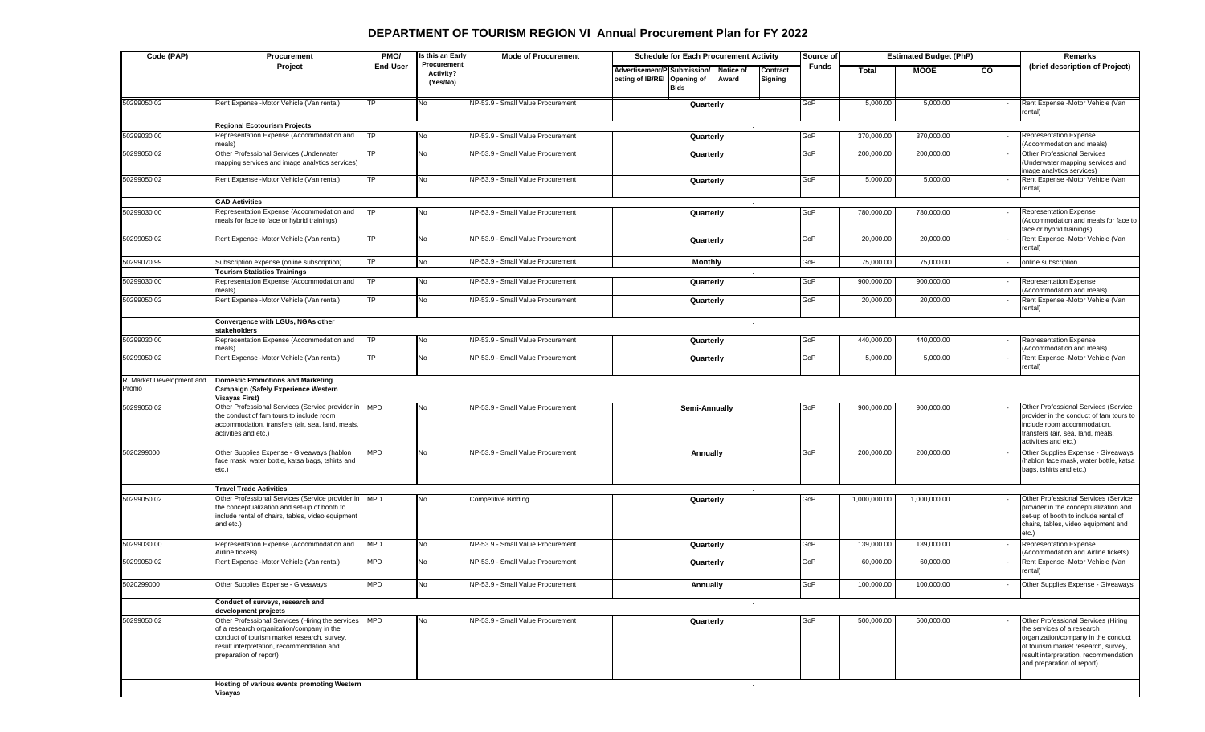# DEPARTMENT OF TOURISM REGION VI Annual Procurement Plan for FY 2022

| Code (PAP) | Procurement Project | PMO/ End-User | Is this an Early Procurement Activity? (Yes/No) | Mode of Procurement | Schedule for Each Procurement Activity | | | | Source of Funds | Estimated Budget (PhP) | | | Remarks (brief description of Project) |
|---|---|---|---|---|---|---|---|---|---|---|---|---|---|
| | | | | | Advertisement/Posting of IB/REI | Submission/ Opening of Bids | Notice of Award | Contract Signing | | Total | MOOE | CO | |
| 50299050 02 | Rent Expense -Motor Vehicle (Van rental) | TP | No | NP-53.9 - Small Value Procurement | Quarterly | | | | GoP | 5,000.00 | 5,000.00 | - | Rent Expense -Motor Vehicle (Van rental) |
| | **Regional Ecotourism Projects** | | | | | | | | | | | | |
| 50299030 00 | Representation Expense (Accommodation and meals) | TP | No | NP-53.9 - Small Value Procurement | Quarterly | | | | GoP | 370,000.00 | 370,000.00 | - | Representation Expense (Accommodation and meals) |
| 50299050 02 | Other Professional Services (Underwater mapping services and image analytics services) | TP | No | NP-53.9 - Small Value Procurement | Quarterly | | | | GoP | 200,000.00 | 200,000.00 | - | Other Professional Services (Underwater mapping services and image analytics services) |
| 50299050 02 | Rent Expense -Motor Vehicle (Van rental) | TP | No | NP-53.9 - Small Value Procurement | Quarterly | | | | GoP | 5,000.00 | 5,000.00 | - | Rent Expense -Motor Vehicle (Van rental) |
| | **GAD Activities** | | | | | | | | | | | | |
| 50299030 00 | Representation Expense (Accommodation and meals for face to face or hybrid trainings) | TP | No | NP-53.9 - Small Value Procurement | Quarterly | | | | GoP | 780,000.00 | 780,000.00 | - | Representation Expense (Accommodation and meals for face to face or hybrid trainings) |
| 50299050 02 | Rent Expense -Motor Vehicle (Van rental) | TP | No | NP-53.9 - Small Value Procurement | Quarterly | | | | GoP | 20,000.00 | 20,000.00 | - | Rent Expense -Motor Vehicle (Van rental) |
| 50299070 99 | Subscription expense (online subscription) | TP | No | NP-53.9 - Small Value Procurement | Monthly | | | | GoP | 75,000.00 | 75,000.00 | - | online subscription |
| | **Tourism Statistics Trainings** | | | | | | | | | | | | |
| 50299030 00 | Representation Expense (Accommodation and meals) | TP | No | NP-53.9 - Small Value Procurement | Quarterly | | | | GoP | 900,000.00 | 900,000.00 | - | Representation Expense (Accommodation and meals) |
| 50299050 02 | Rent Expense -Motor Vehicle (Van rental) | TP | No | NP-53.9 - Small Value Procurement | Quarterly | | | | GoP | 20,000.00 | 20,000.00 | - | Rent Expense -Motor Vehicle (Van rental) |
| | **Convergence with LGUs, NGAs other stakeholders** | | | | | | | | | | | | |
| 50299030 00 | Representation Expense (Accommodation and meals) | TP | No | NP-53.9 - Small Value Procurement | Quarterly | | | | GoP | 440,000.00 | 440,000.00 | - | Representation Expense (Accommodation and meals) |
| 50299050 02 | Rent Expense -Motor Vehicle (Van rental) | TP | No | NP-53.9 - Small Value Procurement | Quarterly | | | | GoP | 5,000.00 | 5,000.00 | - | Rent Expense -Motor Vehicle (Van rental) |
| R. Market Development and Promo | **Domestic Promotions and Marketing Campaign (Safely Experience Western Visayas First)** | | | | | | | | | | | | |
| 50299050 02 | Other Professional Services (Service provider in the conduct of fam tours to include room accommodation, transfers (air, sea, land, meals, activities and etc.) | MPD | No | NP-53.9 - Small Value Procurement | Semi-Annually | | | | GoP | 900,000.00 | 900,000.00 | - | Other Professional Services (Service provider in the conduct of fam tours to include room accommodation, transfers (air, sea, land, meals, activities and etc.) |
| 5020299000 | Other Supplies Expense - Giveaways (hablon face mask, water bottle, katsa bags, tshirts and etc.) | MPD | No | NP-53.9 - Small Value Procurement | Annually | | | | GoP | 200,000.00 | 200,000.00 | - | Other Supplies Expense - Giveaways (hablon face mask, water bottle, katsa bags, tshirts and etc.) |
| | **Travel Trade Activities** | | | | | | | | | | | | |
| 50299050 02 | Other Professional Services (Service provider in the conceptualization and set-up of booth to include rental of chairs, tables, video equipment and etc.) | MPD | No | Competitive Bidding | Quarterly | | | | GoP | 1,000,000.00 | 1,000,000.00 | - | Other Professional Services (Service provider in the conceptualization and set-up of booth to include rental of chairs, tables, video equipment and etc.) |
| 50299030 00 | Representation Expense (Accommodation and Airline tickets) | MPD | No | NP-53.9 - Small Value Procurement | Quarterly | | | | GoP | 139,000.00 | 139,000.00 | - | Representation Expense (Accommodation and Airline tickets) |
| 50299050 02 | Rent Expense -Motor Vehicle (Van rental) | MPD | No | NP-53.9 - Small Value Procurement | Quarterly | | | | GoP | 60,000.00 | 60,000.00 | - | Rent Expense -Motor Vehicle (Van rental) |
| 5020299000 | Other Supplies Expense - Giveaways | MPD | No | NP-53.9 - Small Value Procurement | Annually | | | | GoP | 100,000.00 | 100,000.00 | - | Other Supplies Expense - Giveaways |
| | **Conduct of surveys, research and development projects** | | | | | | | | | | | | |
| 50299050 02 | Other Professional Services (Hiring the services of a research organization/company in the conduct of tourism market research, survey, result interpretation, recommendation and preparation of report) | MPD | No | NP-53.9 - Small Value Procurement | Quarterly | | | | GoP | 500,000.00 | 500,000.00 | - | Other Professional Services (Hiring the services of a research organization/company in the conduct of tourism market research, survey, result interpretation, recommendation and preparation of report) |
| | **Hosting of various events promoting Western Visayas** | | | | | | | | | | | | |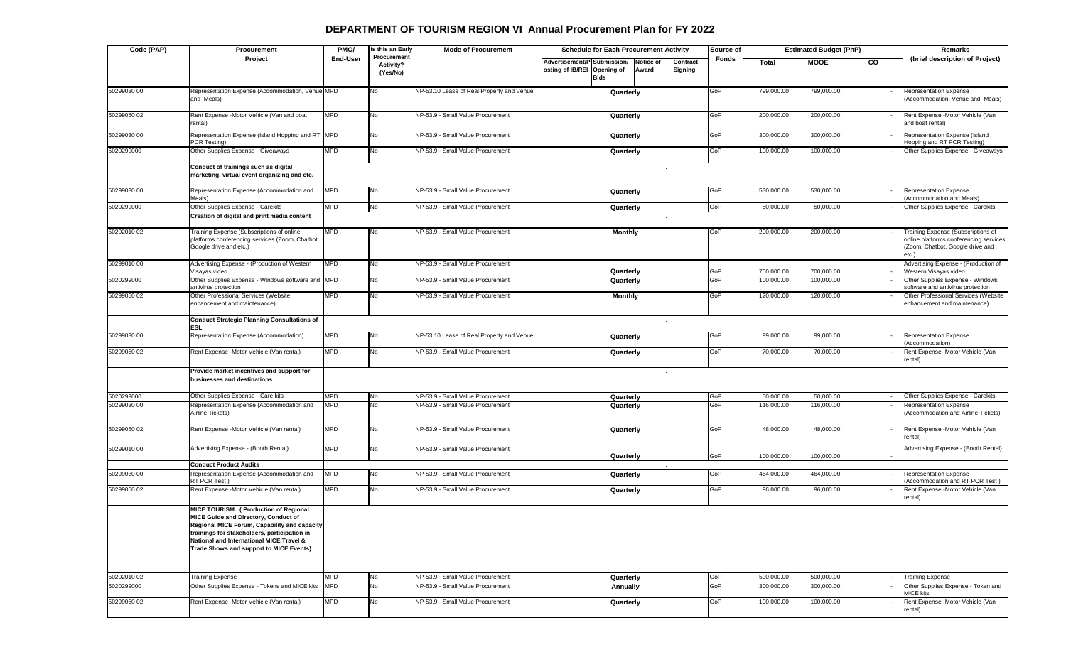# DEPARTMENT OF TOURISM REGION VI Annual Procurement Plan for FY 2022

| Code (PAP) | Procurement Project | PMO/ End-User | Is this an Early Procurement Activity? (Yes/No) | Mode of Procurement | Schedule for Each Procurement Activity | | | | Source of Funds | Estimated Budget (PhP) | | | Remarks (brief description of Project) |
|---|---|---|---|---|---|---|---|---|---|---|---|---|---|
| | | | | | Advertisement/Posting of IB/REI | Submission/ Opening of Bids | Notice of Award | Contract Signing | | Total | MOOE | CO | |
| 50299030 00 | Representation Expense (Accommodation, Venue and Meals) | MPD | No | NP-53.10 Lease of Real Property and Venue | Quarterly | | | | GoP | 799,000.00 | 799,000.00 | - | Representation Expense (Accommodation, Venue and Meals) |
| 50299050 02 | Rent Expense -Motor Vehicle (Van and boat rental) | MPD | No | NP-53.9 - Small Value Procurement | Quarterly | | | | GoP | 200,000.00 | 200,000.00 | - | Rent Expense -Motor Vehicle (Van and boat rental) |
| 50299030 00 | Representation Expense (Island Hopping and RT PCR Testing) | MPD | No | NP-53.9 - Small Value Procurement | Quarterly | | | | GoP | 300,000.00 | 300,000.00 | - | Representation Expense (Island Hopping and RT PCR Testing) |
| 5020299000 | Other Supplies Expense - Giveaways | MPD | No | NP-53.9 - Small Value Procurement | Quarterly | | | | GoP | 100,000.00 | 100,000.00 | - | Other Supplies Expense - Giveaways |
| | **Conduct of trainings such as digital marketing, virtual event organizing and etc.** | | | | | | | | | | | | |
| 50299030 00 | Representation Expense (Accommodation and Meals) | MPD | No | NP-53.9 - Small Value Procurement | Quarterly | | | | GoP | 530,000.00 | 530,000.00 | - | Representation Expense (Accommodation and Meals) |
| 5020299000 | Other Supplies Expense - Carekits | MPD | No | NP-53.9 - Small Value Procurement | Quarterly | | | | GoP | 50,000.00 | 50,000.00 | - | Other Supplies Expense - Carekits |
| | **Creation of digital and print media content** | | | | | | | | | | | | |
| 50202010 02 | Training Expense (Subscriptions of online platforms conferencing services (Zoom, Chatbot, Google drive and etc.) | MPD | No | NP-53.9 - Small Value Procurement | Monthly | | | | GoP | 200,000.00 | 200,000.00 | - | Training Expense (Subscriptions of online platforms conferencing services (Zoom, Chatbot, Google drive and etc.) |
| 50299010 00 | Advertising Expense - (Production of Western Visayas video | MPD | No | NP-53.9 - Small Value Procurement | Quarterly | | | | GoP | 700,000.00 | 700,000.00 | - | Advertising Expense - (Production of Western Visayas video |
| 5020299000 | Other Supplies Expense - Windows software and antivirus protection | MPD | No | NP-53.9 - Small Value Procurement | Quarterly | | | | GoP | 100,000.00 | 100,000.00 | - | Other Supplies Expense - Windows software and antivirus protection |
| 50299050 02 | Other Professional Services (Website enhancement and maintenance) | MPD | No | NP-53.9 - Small Value Procurement | Monthly | | | | GoP | 120,000.00 | 120,000.00 | - | Other Professional Services (Website enhancement and maintenance) |
| | **Conduct Strategic Planning Consultations of ESL** | | | | | | | | | | | | |
| 50299030 00 | Representation Expense (Accommodation) | MPD | No | NP-53.10 Lease of Real Property and Venue | Quarterly | | | | GoP | 99,000.00 | 99,000.00 | - | Representation Expense (Accommodation) |
| 50299050 02 | Rent Expense -Motor Vehicle (Van rental) | MPD | No | NP-53.9 - Small Value Procurement | Quarterly | | | | GoP | 70,000.00 | 70,000.00 | - | Rent Expense -Motor Vehicle (Van rental) |
| | **Provide market incentives and support for businesses and destinations** | | | | | | | | | | | | |
| 5020299000 | Other Supplies Expense - Care kits | MPD | No | NP-53.9 - Small Value Procurement | Quarterly | | | | GoP | 50,000.00 | 50,000.00 | - | Other Supplies Expense - Carekits |
| 50299030 00 | Representation Expense (Accommodation and Airline Tickets) | MPD | No | NP-53.9 - Small Value Procurement | Quarterly | | | | GoP | 116,000.00 | 116,000.00 | - | Representation Expense (Accommodation and Airline Tickets) |
| 50299050 02 | Rent Expense -Motor Vehicle (Van rental) | MPD | No | NP-53.9 - Small Value Procurement | Quarterly | | | | GoP | 48,000.00 | 48,000.00 | - | Rent Expense -Motor Vehicle (Van rental) |
| 50299010 00 | Advertising Expense - (Booth Rental) | MPD | No | NP-53.9 - Small Value Procurement | Quarterly | | | | GoP | 100,000.00 | 100,000.00 | - | Advertising Expense - (Booth Rental) |
| | **Conduct Product Audits** | | | | | | | | | | | | |
| 50299030 00 | Representation Expense (Accommodation and RT PCR Test ) | MPD | No | NP-53.9 - Small Value Procurement | Quarterly | | | | GoP | 464,000.00 | 464,000.00 | - | Representation Expense (Accommodation and RT PCR Test ) |
| 50299050 02 | Rent Expense -Motor Vehicle (Van rental) | MPD | No | NP-53.9 - Small Value Procurement | Quarterly | | | | GoP | 96,000.00 | 96,000.00 | - | Rent Expense -Motor Vehicle (Van rental) |
| | **MICE TOURISM ( Production of Regional MICE Guide and Directory, Conduct of Regional MICE Forum, Capability and capacity trainings for stakeholders, participation in National and International MICE Travel & Trade Shows and support to MICE Events)** | | | | | | | | | | | | |
| 50202010 02 | Training Expense | MPD | No | NP-53.9 - Small Value Procurement | Quarterly | | | | GoP | 500,000.00 | 500,000.00 | - | Training Expense |
| 5020299000 | Other Supplies Expense - Tokens and MICE kits | MPD | No | NP-53.9 - Small Value Procurement | Annually | | | | GoP | 300,000.00 | 300,000.00 | - | Other Supplies Expense - Token and MICE kits |
| 50299050 02 | Rent Expense -Motor Vehicle (Van rental) | MPD | No | NP-53.9 - Small Value Procurement | Quarterly | | | | GoP | 100,000.00 | 100,000.00 | - | Rent Expense -Motor Vehicle (Van rental) |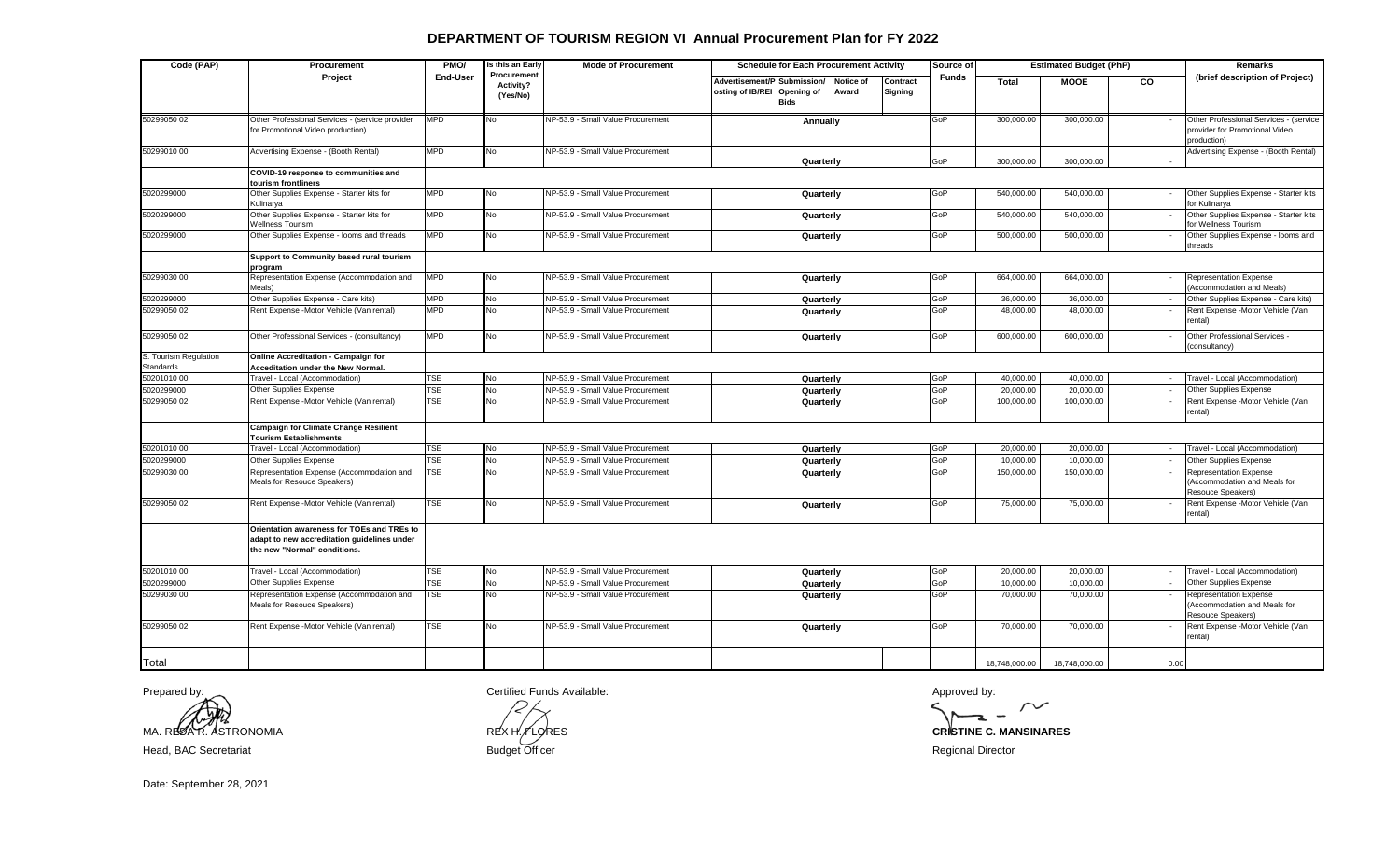# DEPARTMENT OF TOURISM REGION VI Annual Procurement Plan for FY 2022

| Code (PAP) | Procurement Project | PMO/ End-User | Is this an Early Procurement Activity? (Yes/No) | Mode of Procurement | Schedule for Each Procurement Activity | | | | Source of Funds | Estimated Budget (PhP) | | | Remarks (brief description of Project) |
|---|---|---|---|---|---|---|---|---|---|---|---|---|---|
| | | | | | Advertisement/Posting of IB/REI | Submission/ Opening of Bids | Notice of Award | Contract Signing | | Total | MOOE | CO | |
| 50299050 02 | Other Professional Services - (service provider for Promotional Video production) | MPD | No | NP-53.9 - Small Value Procurement | Annually | | | | GoP | 300,000.00 | 300,000.00 | - | Other Professional Services - (service provider for Promotional Video production) |
| 50299010 00 | Advertising Expense - (Booth Rental) | MPD | No | NP-53.9 - Small Value Procurement | Quarterly | | | | GoP | 300,000.00 | 300,000.00 | - | Advertising Expense - (Booth Rental) |
| | **COVID-19 response to communities and tourism frontliners** | | | | | | | | | | | | |
| 5020299000 | Other Supplies Expense - Starter kits for Kulinarya | MPD | No | NP-53.9 - Small Value Procurement | Quarterly | | | | GoP | 540,000.00 | 540,000.00 | - | Other Supplies Expense - Starter kits for Kulinarya |
| 5020299000 | Other Supplies Expense - Starter kits for Wellness Tourism | MPD | No | NP-53.9 - Small Value Procurement | Quarterly | | | | GoP | 540,000.00 | 540,000.00 | - | Other Supplies Expense - Starter kits for Wellness Tourism |
| 5020299000 | Other Supplies Expense - looms and threads | MPD | No | NP-53.9 - Small Value Procurement | Quarterly | | | | GoP | 500,000.00 | 500,000.00 | - | Other Supplies Expense - looms and threads |
| | **Support to Community based rural tourism program** | | | | | | | | | | | | |
| 50299030 00 | Representation Expense (Accommodation and Meals) | MPD | No | NP-53.9 - Small Value Procurement | Quarterly | | | | GoP | 664,000.00 | 664,000.00 | - | Representation Expense (Accommodation and Meals) |
| 5020299000 | Other Supplies Expense - Care kits) | MPD | No | NP-53.9 - Small Value Procurement | Quarterly | | | | GoP | 36,000.00 | 36,000.00 | - | Other Supplies Expense - Care kits) |
| 50299050 02 | Rent Expense -Motor Vehicle (Van rental) | MPD | No | NP-53.9 - Small Value Procurement | Quarterly | | | | GoP | 48,000.00 | 48,000.00 | - | Rent Expense -Motor Vehicle (Van rental) |
| 50299050 02 | Other Professional Services - (consultancy) | MPD | No | NP-53.9 - Small Value Procurement | Quarterly | | | | GoP | 600,000.00 | 600,000.00 | - | Other Professional Services - (consultancy) |
| S. Tourism Regulation Standards | **Online Accreditation - Campaign for Acceditation under the New Normal.** | | | | | | | | | | | | |
| 50201010 00 | Travel - Local (Accommodation) | TSE | No | NP-53.9 - Small Value Procurement | Quarterly | | | | GoP | 40,000.00 | 40,000.00 | - | Travel - Local (Accommodation) |
| 5020299000 | Other Supplies Expense | TSE | No | NP-53.9 - Small Value Procurement | Quarterly | | | | GoP | 20,000.00 | 20,000.00 | - | Other Supplies Expense |
| 50299050 02 | Rent Expense -Motor Vehicle (Van rental) | TSE | No | NP-53.9 - Small Value Procurement | Quarterly | | | | GoP | 100,000.00 | 100,000.00 | - | Rent Expense -Motor Vehicle (Van rental) |
| | **Campaign for Climate Change Resilient Tourism Establishments** | | | | | | | | | | | | |
| 50201010 00 | Travel - Local (Accommodation) | TSE | No | NP-53.9 - Small Value Procurement | Quarterly | | | | GoP | 20,000.00 | 20,000.00 | - | Travel - Local (Accommodation) |
| 5020299000 | Other Supplies Expense | TSE | No | NP-53.9 - Small Value Procurement | Quarterly | | | | GoP | 10,000.00 | 10,000.00 | - | Other Supplies Expense |
| 50299030 00 | Representation Expense (Accommodation and Meals for Resouce Speakers) | TSE | No | NP-53.9 - Small Value Procurement | Quarterly | | | | GoP | 150,000.00 | 150,000.00 | - | Representation Expense (Accommodation and Meals for Resouce Speakers) |
| 50299050 02 | Rent Expense -Motor Vehicle (Van rental) | TSE | No | NP-53.9 - Small Value Procurement | Quarterly | | | | GoP | 75,000.00 | 75,000.00 | - | Rent Expense -Motor Vehicle (Van rental) |
| | **Orientation awareness for TOEs and TREs to adapt to new accreditation guidelines under the new "Normal" conditions.** | | | | | | | | | | | | |
| 50201010 00 | Travel - Local (Accommodation) | TSE | No | NP-53.9 - Small Value Procurement | Quarterly | | | | GoP | 20,000.00 | 20,000.00 | - | Travel - Local (Accommodation) |
| 5020299000 | Other Supplies Expense | TSE | No | NP-53.9 - Small Value Procurement | Quarterly | | | | GoP | 10,000.00 | 10,000.00 | - | Other Supplies Expense |
| 50299030 00 | Representation Expense (Accommodation and Meals for Resouce Speakers) | TSE | No | NP-53.9 - Small Value Procurement | Quarterly | | | | GoP | 70,000.00 | 70,000.00 | - | Representation Expense (Accommodation and Meals for Resouce Speakers) |
| 50299050 02 | Rent Expense -Motor Vehicle (Van rental) | TSE | No | NP-53.9 - Small Value Procurement | Quarterly | | | | GoP | 70,000.00 | 70,000.00 | - | Rent Expense -Motor Vehicle (Van rental) |
| Total | | | | | | | | | | 18,748,000.00 | 18,748,000.00 | 0.00 | |

Prepared by:

MA. REDA R. ASTRONOMIA
Head, BAC Secretariat

Certified Funds Available:

REX H. FLORES
Budget Officer

Approved by:

**CRISTINE C. MANSINARES**
Regional Director

Date: September 28, 2021